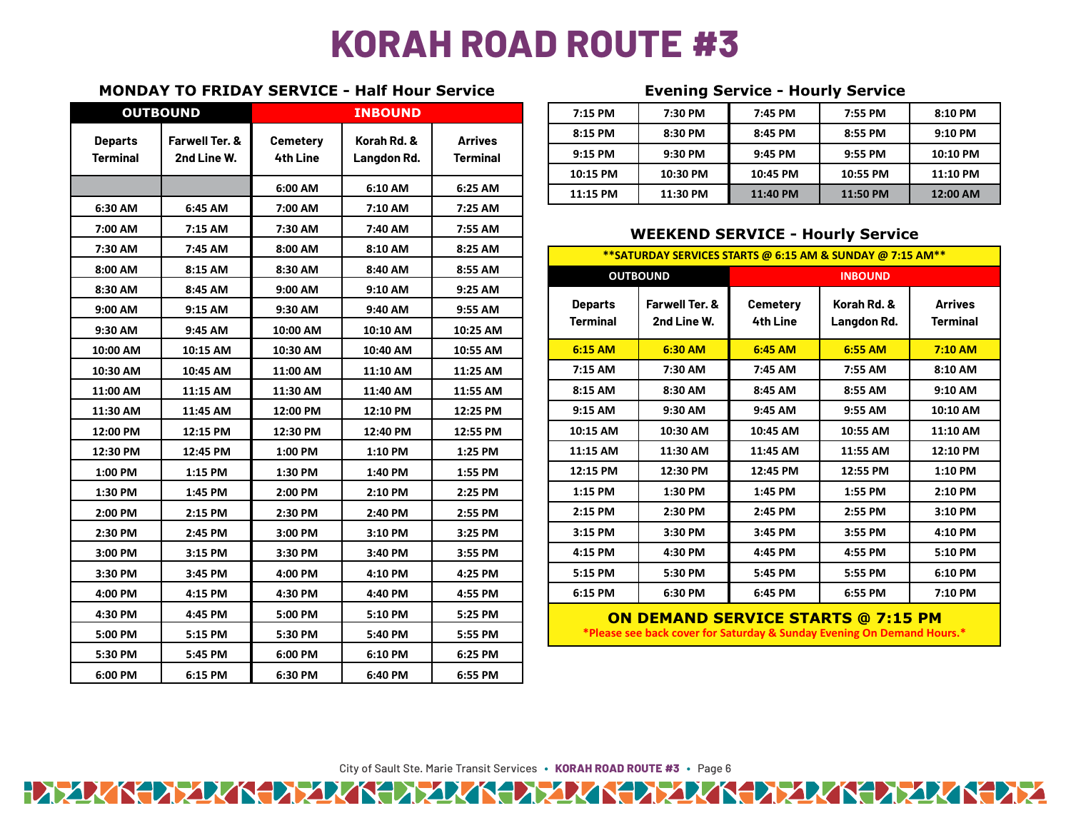# KORAH ROAD ROUTE #3

## MONDAY TO FRIDAY SERVICE - Half Hour Service

| OUTBOUND | | INBOUND | | |
|---|---|---|---|---|
| Departs Terminal | Farwell Ter. & 2nd Line W. | Cemetery 4th Line | Korah Rd. & Langdon Rd. | Arrives Terminal |
| | | 6:00 AM | 6:10 AM | 6:25 AM |
| 6:30 AM | 6:45 AM | 7:00 AM | 7:10 AM | 7:25 AM |
| 7:00 AM | 7:15 AM | 7:30 AM | 7:40 AM | 7:55 AM |
| 7:30 AM | 7:45 AM | 8:00 AM | 8:10 AM | 8:25 AM |
| 8:00 AM | 8:15 AM | 8:30 AM | 8:40 AM | 8:55 AM |
| 8:30 AM | 8:45 AM | 9:00 AM | 9:10 AM | 9:25 AM |
| 9:00 AM | 9:15 AM | 9:30 AM | 9:40 AM | 9:55 AM |
| 9:30 AM | 9:45 AM | 10:00 AM | 10:10 AM | 10:25 AM |
| 10:00 AM | 10:15 AM | 10:30 AM | 10:40 AM | 10:55 AM |
| 10:30 AM | 10:45 AM | 11:00 AM | 11:10 AM | 11:25 AM |
| 11:00 AM | 11:15 AM | 11:30 AM | 11:40 AM | 11:55 AM |
| 11:30 AM | 11:45 AM | 12:00 PM | 12:10 PM | 12:25 PM |
| 12:00 PM | 12:15 PM | 12:30 PM | 12:40 PM | 12:55 PM |
| 12:30 PM | 12:45 PM | 1:00 PM | 1:10 PM | 1:25 PM |
| 1:00 PM | 1:15 PM | 1:30 PM | 1:40 PM | 1:55 PM |
| 1:30 PM | 1:45 PM | 2:00 PM | 2:10 PM | 2:25 PM |
| 2:00 PM | 2:15 PM | 2:30 PM | 2:40 PM | 2:55 PM |
| 2:30 PM | 2:45 PM | 3:00 PM | 3:10 PM | 3:25 PM |
| 3:00 PM | 3:15 PM | 3:30 PM | 3:40 PM | 3:55 PM |
| 3:30 PM | 3:45 PM | 4:00 PM | 4:10 PM | 4:25 PM |
| 4:00 PM | 4:15 PM | 4:30 PM | 4:40 PM | 4:55 PM |
| 4:30 PM | 4:45 PM | 5:00 PM | 5:10 PM | 5:25 PM |
| 5:00 PM | 5:15 PM | 5:30 PM | 5:40 PM | 5:55 PM |
| 5:30 PM | 5:45 PM | 6:00 PM | 6:10 PM | 6:25 PM |
| 6:00 PM | 6:15 PM | 6:30 PM | 6:40 PM | 6:55 PM |

## Evening Service - Hourly Service

| | | | | |
|---|---|---|---|---|
| 7:15 PM | 7:30 PM | 7:45 PM | 7:55 PM | 8:10 PM |
| 8:15 PM | 8:30 PM | 8:45 PM | 8:55 PM | 9:10 PM |
| 9:15 PM | 9:30 PM | 9:45 PM | 9:55 PM | 10:10 PM |
| 10:15 PM | 10:30 PM | 10:45 PM | 10:55 PM | 11:10 PM |
| 11:15 PM | 11:30 PM | 11:40 PM | 11:50 PM | 12:00 AM |

## WEEKEND SERVICE - Hourly Service

**SATURDAY SERVICES STARTS @ 6:15 AM & SUNDAY @ 7:15 AM**

| OUTBOUND | | INBOUND | | |
|---|---|---|---|---|
| Departs Terminal | Farwell Ter. & 2nd Line W. | Cemetery 4th Line | Korah Rd. & Langdon Rd. | Arrives Terminal |
| 6:15 AM | 6:30 AM | 6:45 AM | 6:55 AM | 7:10 AM |
| 7:15 AM | 7:30 AM | 7:45 AM | 7:55 AM | 8:10 AM |
| 8:15 AM | 8:30 AM | 8:45 AM | 8:55 AM | 9:10 AM |
| 9:15 AM | 9:30 AM | 9:45 AM | 9:55 AM | 10:10 AM |
| 10:15 AM | 10:30 AM | 10:45 AM | 10:55 AM | 11:10 AM |
| 11:15 AM | 11:30 AM | 11:45 AM | 11:55 AM | 12:10 PM |
| 12:15 PM | 12:30 PM | 12:45 PM | 12:55 PM | 1:10 PM |
| 1:15 PM | 1:30 PM | 1:45 PM | 1:55 PM | 2:10 PM |
| 2:15 PM | 2:30 PM | 2:45 PM | 2:55 PM | 3:10 PM |
| 3:15 PM | 3:30 PM | 3:45 PM | 3:55 PM | 4:10 PM |
| 4:15 PM | 4:30 PM | 4:45 PM | 4:55 PM | 5:10 PM |
| 5:15 PM | 5:30 PM | 5:45 PM | 5:55 PM | 6:10 PM |
| 6:15 PM | 6:30 PM | 6:45 PM | 6:55 PM | 7:10 PM |

**ON DEMAND SERVICE STARTS @ 7:15 PM**

*Please see back cover for Saturday & Sunday Evening On Demand Hours.*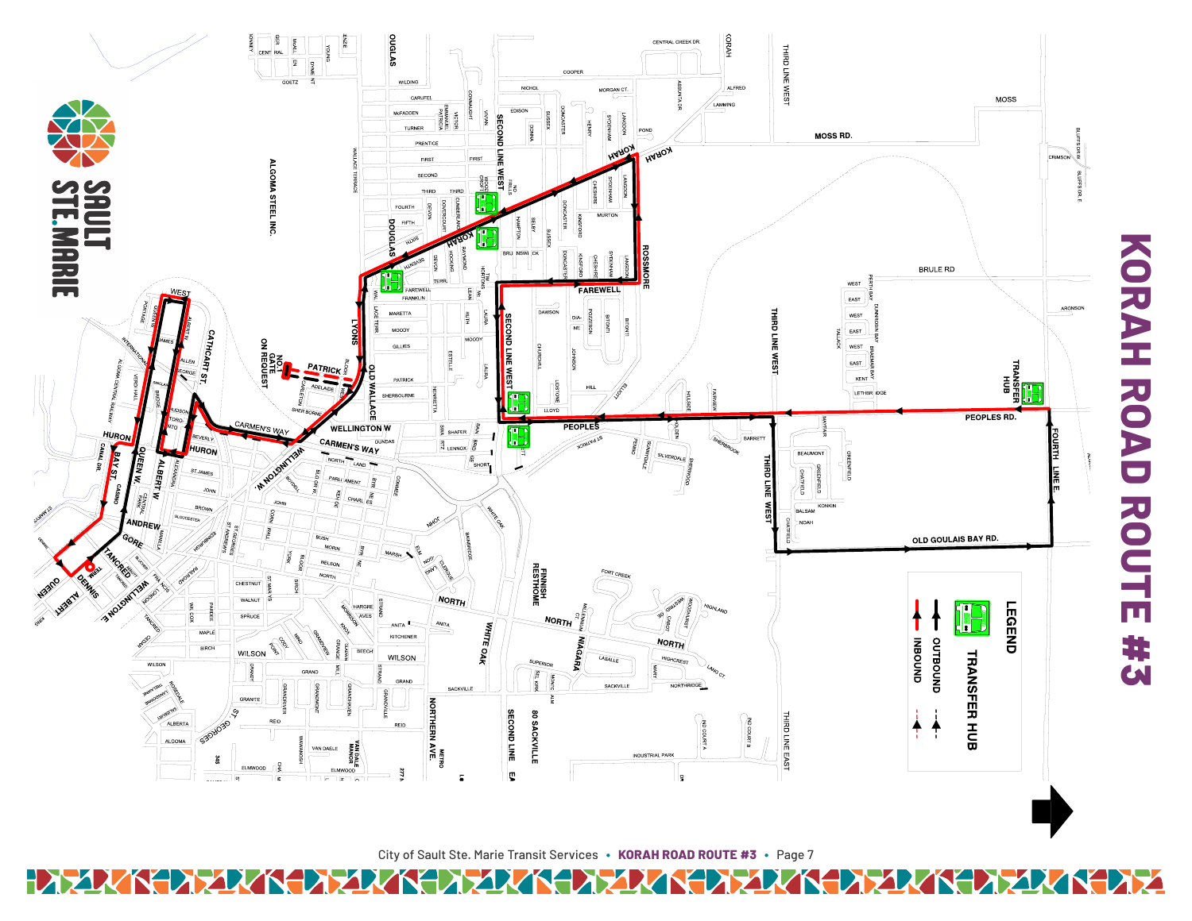# KORAH ROAD ROUTE #3

SAULT STE. MARIE

## LEGEND

- TRANSFER HUB
- OUTBOUND
- INBOUND

City of Sault Ste. Marie Transit Services • **KORAH ROAD ROUTE #3**